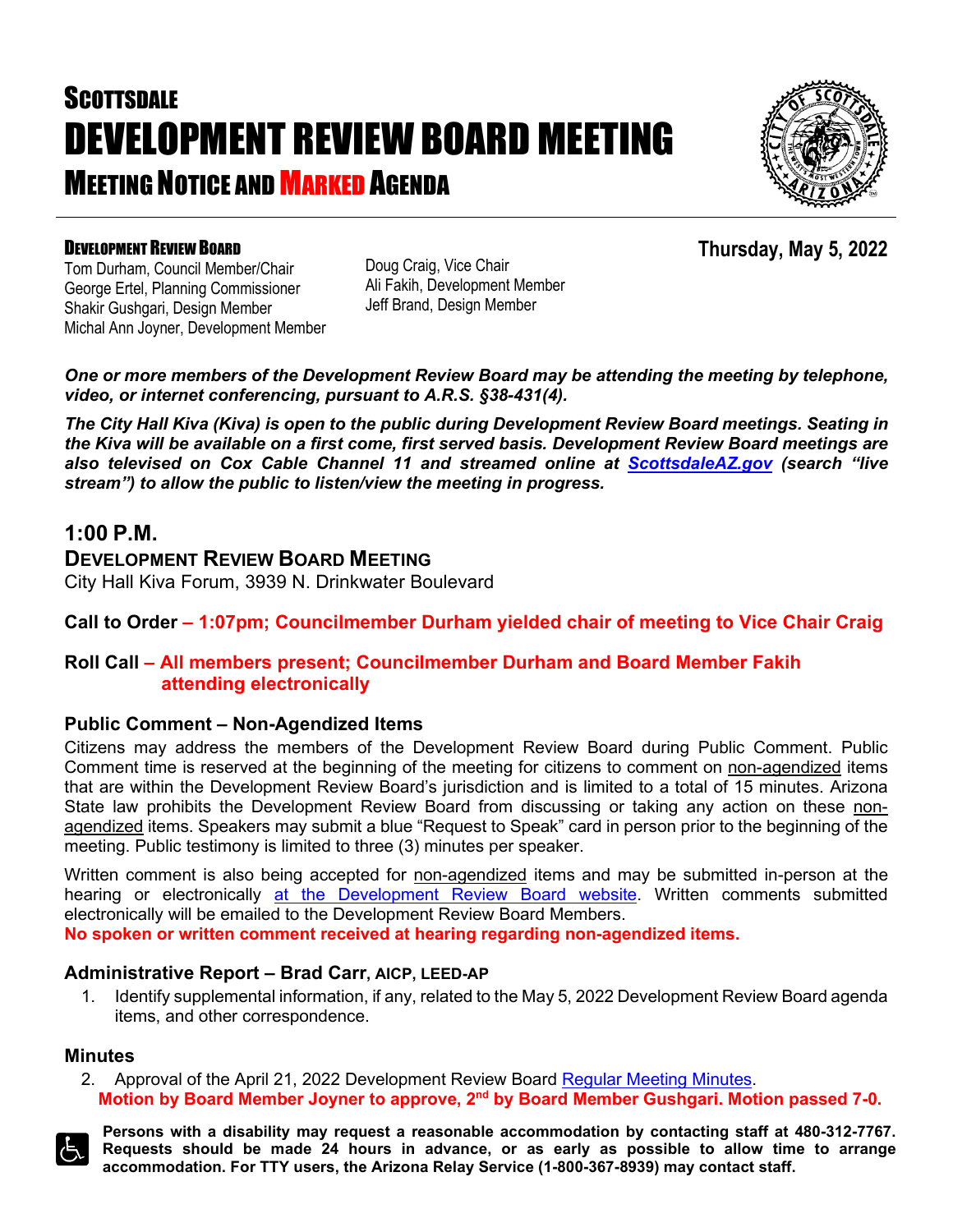# SCOTTSDALE
# DEVELOPMENT REVIEW BOARD MEETING
## MEETING NOTICE AND MARKED AGENDA

**DEVELOPMENT REVIEW BOARD**

**Thursday, May 5, 2022**

Tom Durham, Council Member/Chair
George Ertel, Planning Commissioner
Shakir Gushgari, Design Member
Michal Ann Joyner, Development Member
Doug Craig, Vice Chair
Ali Fakih, Development Member
Jeff Brand, Design Member

***One or more members of the Development Review Board may be attending the meeting by telephone, video, or internet conferencing, pursuant to A.R.S. §38-431(4).***

***The City Hall Kiva (Kiva) is open to the public during Development Review Board meetings. Seating in the Kiva will be available on a first come, first served basis. Development Review Board meetings are also televised on Cox Cable Channel 11 and streamed online at [ScottsdaleAZ.gov](ScottsdaleAZ.gov) (search "live stream") to allow the public to listen/view the meeting in progress.***

## 1:00 P.M.

### DEVELOPMENT REVIEW BOARD MEETING

City Hall Kiva Forum, 3939 N. Drinkwater Boulevard

**Call to Order – 1:07pm; Councilmember Durham yielded chair of meeting to Vice Chair Craig**

**Roll Call – All members present; Councilmember Durham and Board Member Fakih attending electronically**

### Public Comment – Non-Agendized Items

Citizens may address the members of the Development Review Board during Public Comment. Public Comment time is reserved at the beginning of the meeting for citizens to comment on non-agendized items that are within the Development Review Board's jurisdiction and is limited to a total of 15 minutes. Arizona State law prohibits the Development Review Board from discussing or taking any action on these non-agendized items. Speakers may submit a blue "Request to Speak" card in person prior to the beginning of the meeting. Public testimony is limited to three (3) minutes per speaker.

Written comment is also being accepted for non-agendized items and may be submitted in-person at the hearing or electronically at the Development Review Board website. Written comments submitted electronically will be emailed to the Development Review Board Members.

**No spoken or written comment received at hearing regarding non-agendized items.**

### Administrative Report – Brad Carr, AICP, LEED-AP

1. Identify supplemental information, if any, related to the May 5, 2022 Development Review Board agenda items, and other correspondence.

### Minutes

2. Approval of the April 21, 2022 Development Review Board Regular Meeting Minutes.
   **Motion by Board Member Joyner to approve, 2nd by Board Member Gushgari. Motion passed 7-0.**

**Persons with a disability may request a reasonable accommodation by contacting staff at 480-312-7767. Requests should be made 24 hours in advance, or as early as possible to allow time to arrange accommodation. For TTY users, the Arizona Relay Service (1-800-367-8939) may contact staff.**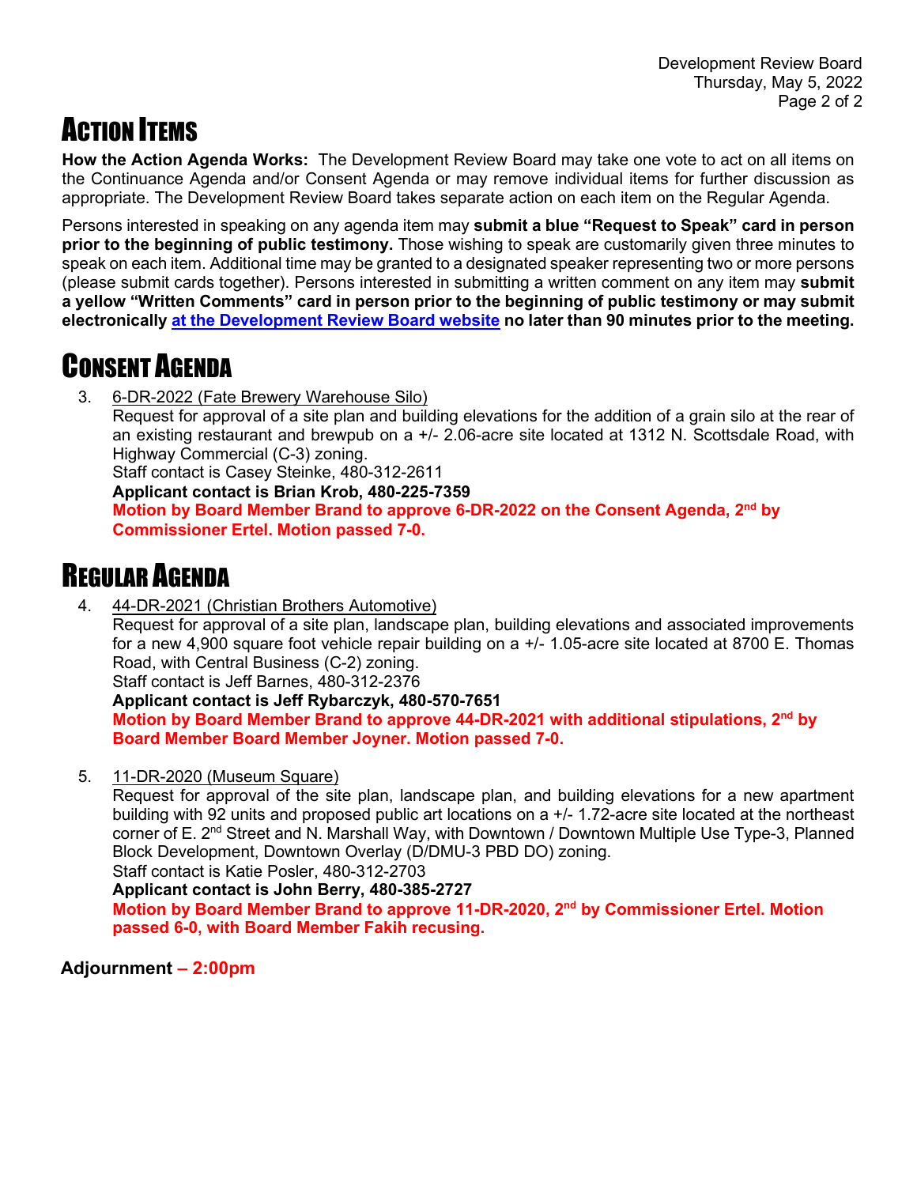# ACTION ITEMS

**How the Action Agenda Works:** The Development Review Board may take one vote to act on all items on the Continuance Agenda and/or Consent Agenda or may remove individual items for further discussion as appropriate. The Development Review Board takes separate action on each item on the Regular Agenda.

Persons interested in speaking on any agenda item may **submit a blue "Request to Speak" card in person prior to the beginning of public testimony.** Those wishing to speak are customarily given three minutes to speak on each item. Additional time may be granted to a designated speaker representing two or more persons (please submit cards together). Persons interested in submitting a written comment on any item may **submit a yellow "Written Comments" card in person prior to the beginning of public testimony or may submit electronically at the Development Review Board website no later than 90 minutes prior to the meeting.**

# CONSENT AGENDA

3. 6-DR-2022 (Fate Brewery Warehouse Silo)
   Request for approval of a site plan and building elevations for the addition of a grain silo at the rear of an existing restaurant and brewpub on a +/- 2.06-acre site located at 1312 N. Scottsdale Road, with Highway Commercial (C-3) zoning.
   Staff contact is Casey Steinke, 480-312-2611
   **Applicant contact is Brian Krob, 480-225-7359**
   **Motion by Board Member Brand to approve 6-DR-2022 on the Consent Agenda, 2nd by Commissioner Ertel. Motion passed 7-0.**

# REGULAR AGENDA

4. 44-DR-2021 (Christian Brothers Automotive)
   Request for approval of a site plan, landscape plan, building elevations and associated improvements for a new 4,900 square foot vehicle repair building on a +/- 1.05-acre site located at 8700 E. Thomas Road, with Central Business (C-2) zoning.
   Staff contact is Jeff Barnes, 480-312-2376
   **Applicant contact is Jeff Rybarczyk, 480-570-7651**
   **Motion by Board Member Brand to approve 44-DR-2021 with additional stipulations, 2nd by Board Member Board Member Joyner. Motion passed 7-0.**

5. 11-DR-2020 (Museum Square)
   Request for approval of the site plan, landscape plan, and building elevations for a new apartment building with 92 units and proposed public art locations on a +/- 1.72-acre site located at the northeast corner of E. 2nd Street and N. Marshall Way, with Downtown / Downtown Multiple Use Type-3, Planned Block Development, Downtown Overlay (D/DMU-3 PBD DO) zoning.
   Staff contact is Katie Posler, 480-312-2703
   **Applicant contact is John Berry, 480-385-2727**
   **Motion by Board Member Brand to approve 11-DR-2020, 2nd by Commissioner Ertel. Motion passed 6-0, with Board Member Fakih recusing.**

**Adjournment – 2:00pm**